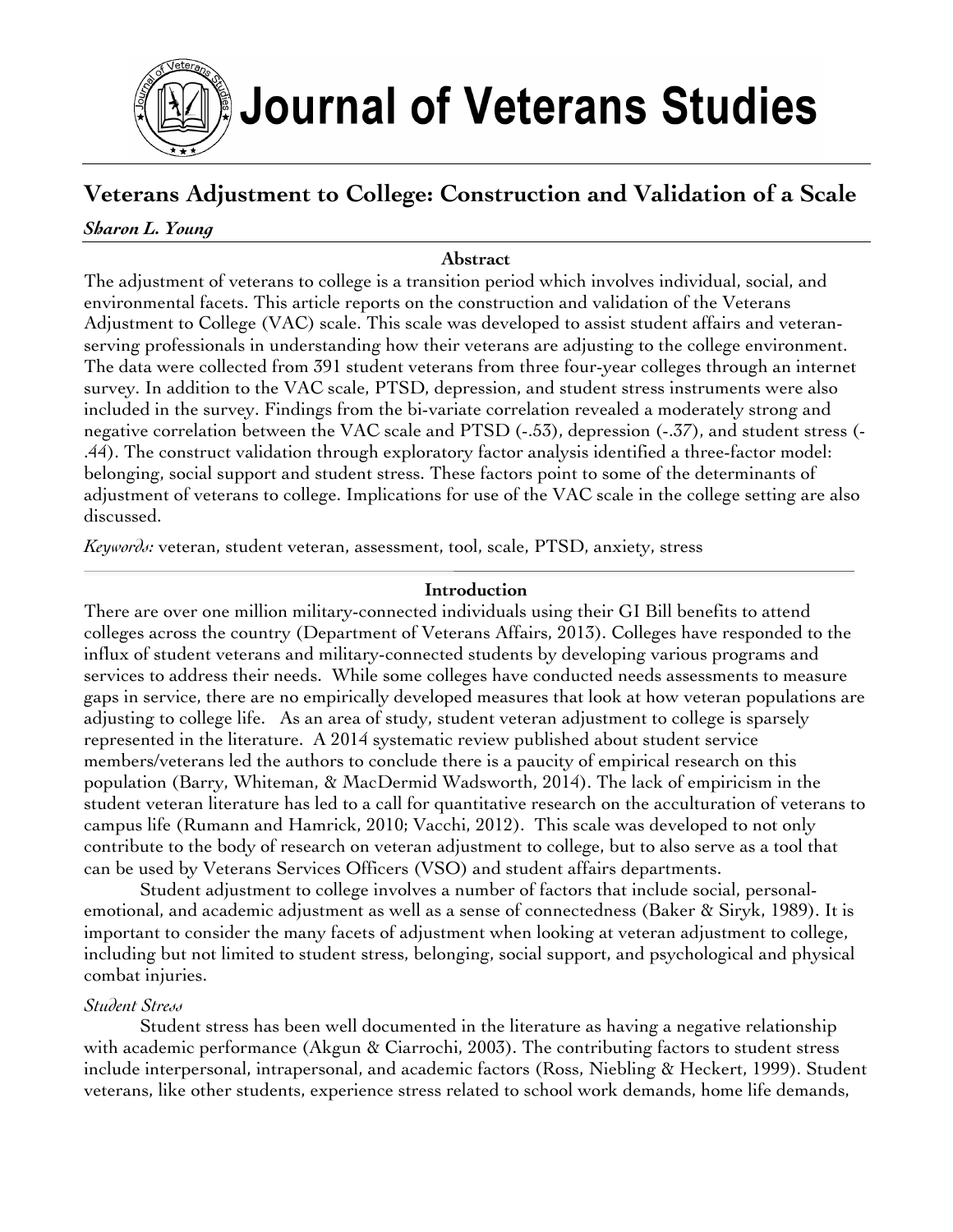# Journal of Veterans Studies

## Veterans Adjustment to College: Construction and Validation of a Scale

***Sharon L. Young***

### Abstract

The adjustment of veterans to college is a transition period which involves individual, social, and environmental facets. This article reports on the construction and validation of the Veterans Adjustment to College (VAC) scale. This scale was developed to assist student affairs and veteran-serving professionals in understanding how their veterans are adjusting to the college environment. The data were collected from 391 student veterans from three four-year colleges through an internet survey. In addition to the VAC scale, PTSD, depression, and student stress instruments were also included in the survey. Findings from the bi-variate correlation revealed a moderately strong and negative correlation between the VAC scale and PTSD (-.53), depression (-.37), and student stress (-.44). The construct validation through exploratory factor analysis identified a three-factor model: belonging, social support and student stress. These factors point to some of the determinants of adjustment of veterans to college. Implications for use of the VAC scale in the college setting are also discussed.

*Keywords:* veteran, student veteran, assessment, tool, scale, PTSD, anxiety, stress

### Introduction

There are over one million military-connected individuals using their GI Bill benefits to attend colleges across the country (Department of Veterans Affairs, 2013). Colleges have responded to the influx of student veterans and military-connected students by developing various programs and services to address their needs. While some colleges have conducted needs assessments to measure gaps in service, there are no empirically developed measures that look at how veteran populations are adjusting to college life. As an area of study, student veteran adjustment to college is sparsely represented in the literature. A 2014 systematic review published about student service members/veterans led the authors to conclude there is a paucity of empirical research on this population (Barry, Whiteman, & MacDermid Wadsworth, 2014). The lack of empiricism in the student veteran literature has led to a call for quantitative research on the acculturation of veterans to campus life (Rumann and Hamrick, 2010; Vacchi, 2012). This scale was developed to not only contribute to the body of research on veteran adjustment to college, but to also serve as a tool that can be used by Veterans Services Officers (VSO) and student affairs departments.

Student adjustment to college involves a number of factors that include social, personal-emotional, and academic adjustment as well as a sense of connectedness (Baker & Siryk, 1989). It is important to consider the many facets of adjustment when looking at veteran adjustment to college, including but not limited to student stress, belonging, social support, and psychological and physical combat injuries.

*Student Stress*

Student stress has been well documented in the literature as having a negative relationship with academic performance (Akgun & Ciarrochi, 2003). The contributing factors to student stress include interpersonal, intrapersonal, and academic factors (Ross, Niebling & Heckert, 1999). Student veterans, like other students, experience stress related to school work demands, home life demands,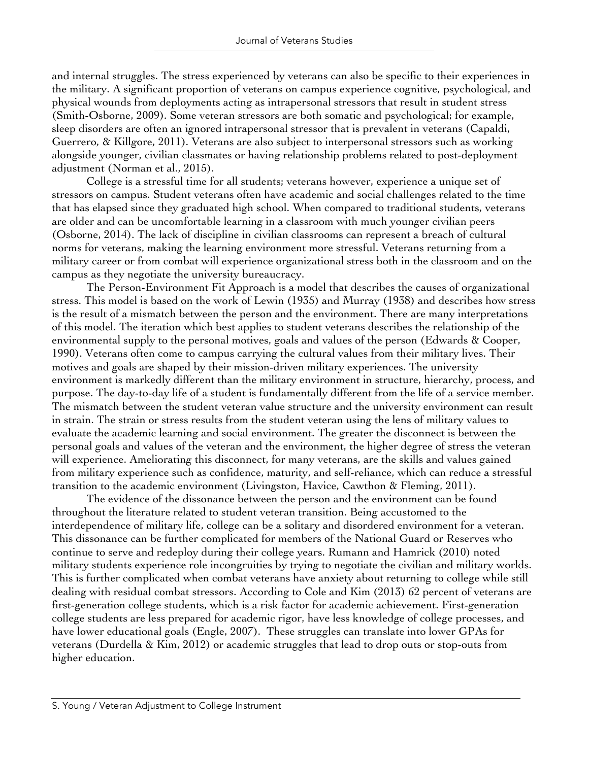and internal struggles. The stress experienced by veterans can also be specific to their experiences in the military. A significant proportion of veterans on campus experience cognitive, psychological, and physical wounds from deployments acting as intrapersonal stressors that result in student stress (Smith-Osborne, 2009). Some veteran stressors are both somatic and psychological; for example, sleep disorders are often an ignored intrapersonal stressor that is prevalent in veterans (Capaldi, Guerrero, & Killgore, 2011). Veterans are also subject to interpersonal stressors such as working alongside younger, civilian classmates or having relationship problems related to post-deployment adjustment (Norman et al., 2015).

College is a stressful time for all students; veterans however, experience a unique set of stressors on campus. Student veterans often have academic and social challenges related to the time that has elapsed since they graduated high school. When compared to traditional students, veterans are older and can be uncomfortable learning in a classroom with much younger civilian peers (Osborne, 2014). The lack of discipline in civilian classrooms can represent a breach of cultural norms for veterans, making the learning environment more stressful. Veterans returning from a military career or from combat will experience organizational stress both in the classroom and on the campus as they negotiate the university bureaucracy.

The Person-Environment Fit Approach is a model that describes the causes of organizational stress. This model is based on the work of Lewin (1935) and Murray (1938) and describes how stress is the result of a mismatch between the person and the environment. There are many interpretations of this model. The iteration which best applies to student veterans describes the relationship of the environmental supply to the personal motives, goals and values of the person (Edwards & Cooper, 1990). Veterans often come to campus carrying the cultural values from their military lives. Their motives and goals are shaped by their mission-driven military experiences. The university environment is markedly different than the military environment in structure, hierarchy, process, and purpose. The day-to-day life of a student is fundamentally different from the life of a service member. The mismatch between the student veteran value structure and the university environment can result in strain. The strain or stress results from the student veteran using the lens of military values to evaluate the academic learning and social environment. The greater the disconnect is between the personal goals and values of the veteran and the environment, the higher degree of stress the veteran will experience. Ameliorating this disconnect, for many veterans, are the skills and values gained from military experience such as confidence, maturity, and self-reliance, which can reduce a stressful transition to the academic environment (Livingston, Havice, Cawthon & Fleming, 2011).

The evidence of the dissonance between the person and the environment can be found throughout the literature related to student veteran transition. Being accustomed to the interdependence of military life, college can be a solitary and disordered environment for a veteran. This dissonance can be further complicated for members of the National Guard or Reserves who continue to serve and redeploy during their college years. Rumann and Hamrick (2010) noted military students experience role incongruities by trying to negotiate the civilian and military worlds. This is further complicated when combat veterans have anxiety about returning to college while still dealing with residual combat stressors. According to Cole and Kim (2013) 62 percent of veterans are first-generation college students, which is a risk factor for academic achievement. First-generation college students are less prepared for academic rigor, have less knowledge of college processes, and have lower educational goals (Engle, 2007). These struggles can translate into lower GPAs for veterans (Durdella & Kim, 2012) or academic struggles that lead to drop outs or stop-outs from higher education.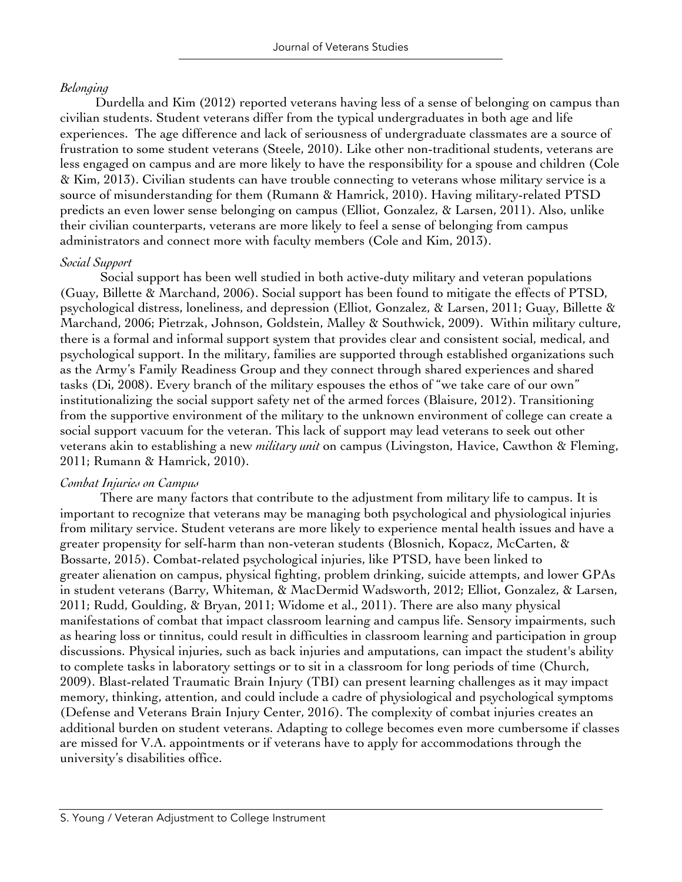*Belonging*

Durdella and Kim (2012) reported veterans having less of a sense of belonging on campus than civilian students. Student veterans differ from the typical undergraduates in both age and life experiences. The age difference and lack of seriousness of undergraduate classmates are a source of frustration to some student veterans (Steele, 2010). Like other non-traditional students, veterans are less engaged on campus and are more likely to have the responsibility for a spouse and children (Cole & Kim, 2013). Civilian students can have trouble connecting to veterans whose military service is a source of misunderstanding for them (Rumann & Hamrick, 2010). Having military-related PTSD predicts an even lower sense belonging on campus (Elliot, Gonzalez, & Larsen, 2011). Also, unlike their civilian counterparts, veterans are more likely to feel a sense of belonging from campus administrators and connect more with faculty members (Cole and Kim, 2013).

*Social Support*

Social support has been well studied in both active-duty military and veteran populations (Guay, Billette & Marchand, 2006). Social support has been found to mitigate the effects of PTSD, psychological distress, loneliness, and depression (Elliot, Gonzalez, & Larsen, 2011; Guay, Billette & Marchand, 2006; Pietrzak, Johnson, Goldstein, Malley & Southwick, 2009). Within military culture, there is a formal and informal support system that provides clear and consistent social, medical, and psychological support. In the military, families are supported through established organizations such as the Army's Family Readiness Group and they connect through shared experiences and shared tasks (Di, 2008). Every branch of the military espouses the ethos of "we take care of our own" institutionalizing the social support safety net of the armed forces (Blaisure, 2012). Transitioning from the supportive environment of the military to the unknown environment of college can create a social support vacuum for the veteran. This lack of support may lead veterans to seek out other veterans akin to establishing a new *military unit* on campus (Livingston, Havice, Cawthon & Fleming, 2011; Rumann & Hamrick, 2010).

*Combat Injuries on Campus*

There are many factors that contribute to the adjustment from military life to campus. It is important to recognize that veterans may be managing both psychological and physiological injuries from military service. Student veterans are more likely to experience mental health issues and have a greater propensity for self-harm than non-veteran students (Blosnich, Kopacz, McCarten, & Bossarte, 2015). Combat-related psychological injuries, like PTSD, have been linked to greater alienation on campus, physical fighting, problem drinking, suicide attempts, and lower GPAs in student veterans (Barry, Whiteman, & MacDermid Wadsworth, 2012; Elliot, Gonzalez, & Larsen, 2011; Rudd, Goulding, & Bryan, 2011; Widome et al., 2011). There are also many physical manifestations of combat that impact classroom learning and campus life. Sensory impairments, such as hearing loss or tinnitus, could result in difficulties in classroom learning and participation in group discussions. Physical injuries, such as back injuries and amputations, can impact the student's ability to complete tasks in laboratory settings or to sit in a classroom for long periods of time (Church, 2009). Blast-related Traumatic Brain Injury (TBI) can present learning challenges as it may impact memory, thinking, attention, and could include a cadre of physiological and psychological symptoms (Defense and Veterans Brain Injury Center, 2016). The complexity of combat injuries creates an additional burden on student veterans. Adapting to college becomes even more cumbersome if classes are missed for V.A. appointments or if veterans have to apply for accommodations through the university's disabilities office.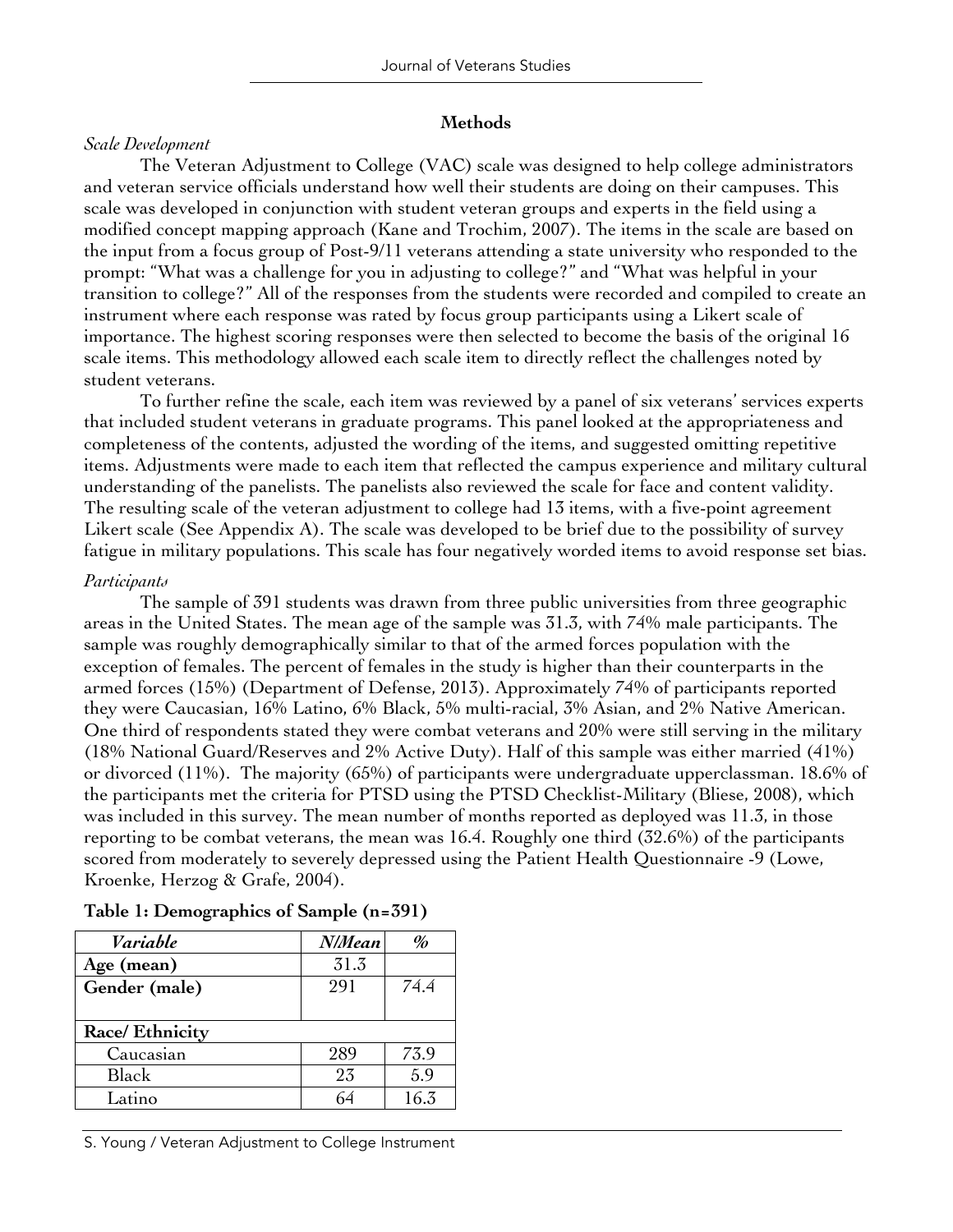## Methods

*Scale Development*

The Veteran Adjustment to College (VAC) scale was designed to help college administrators and veteran service officials understand how well their students are doing on their campuses. This scale was developed in conjunction with student veteran groups and experts in the field using a modified concept mapping approach (Kane and Trochim, 2007). The items in the scale are based on the input from a focus group of Post-9/11 veterans attending a state university who responded to the prompt: "What was a challenge for you in adjusting to college?" and "What was helpful in your transition to college?" All of the responses from the students were recorded and compiled to create an instrument where each response was rated by focus group participants using a Likert scale of importance. The highest scoring responses were then selected to become the basis of the original 16 scale items. This methodology allowed each scale item to directly reflect the challenges noted by student veterans.

To further refine the scale, each item was reviewed by a panel of six veterans' services experts that included student veterans in graduate programs. This panel looked at the appropriateness and completeness of the contents, adjusted the wording of the items, and suggested omitting repetitive items. Adjustments were made to each item that reflected the campus experience and military cultural understanding of the panelists. The panelists also reviewed the scale for face and content validity. The resulting scale of the veteran adjustment to college had 13 items, with a five-point agreement Likert scale (See Appendix A). The scale was developed to be brief due to the possibility of survey fatigue in military populations. This scale has four negatively worded items to avoid response set bias.

*Participants*

The sample of 391 students was drawn from three public universities from three geographic areas in the United States. The mean age of the sample was 31.3, with 74% male participants. The sample was roughly demographically similar to that of the armed forces population with the exception of females. The percent of females in the study is higher than their counterparts in the armed forces (15%) (Department of Defense, 2013). Approximately 74% of participants reported they were Caucasian, 16% Latino, 6% Black, 5% multi-racial, 3% Asian, and 2% Native American. One third of respondents stated they were combat veterans and 20% were still serving in the military (18% National Guard/Reserves and 2% Active Duty). Half of this sample was either married (41%) or divorced (11%). The majority (65%) of participants were undergraduate upperclassman. 18.6% of the participants met the criteria for PTSD using the PTSD Checklist-Military (Bliese, 2008), which was included in this survey. The mean number of months reported as deployed was 11.3, in those reporting to be combat veterans, the mean was 16.4. Roughly one third (32.6%) of the participants scored from moderately to severely depressed using the Patient Health Questionnaire -9 (Lowe, Kroenke, Herzog & Grafe, 2004).

**Table 1: Demographics of Sample (n=391)**

| *Variable* | *N/Mean* | *%* |
|---|---|---|
| **Age (mean)** | 31.3 | |
| **Gender (male)** | 291 | 74.4 |
| **Race/ Ethnicity** | | |
| Caucasian | 289 | 73.9 |
| Black | 23 | 5.9 |
| Latino | 64 | 16.3 |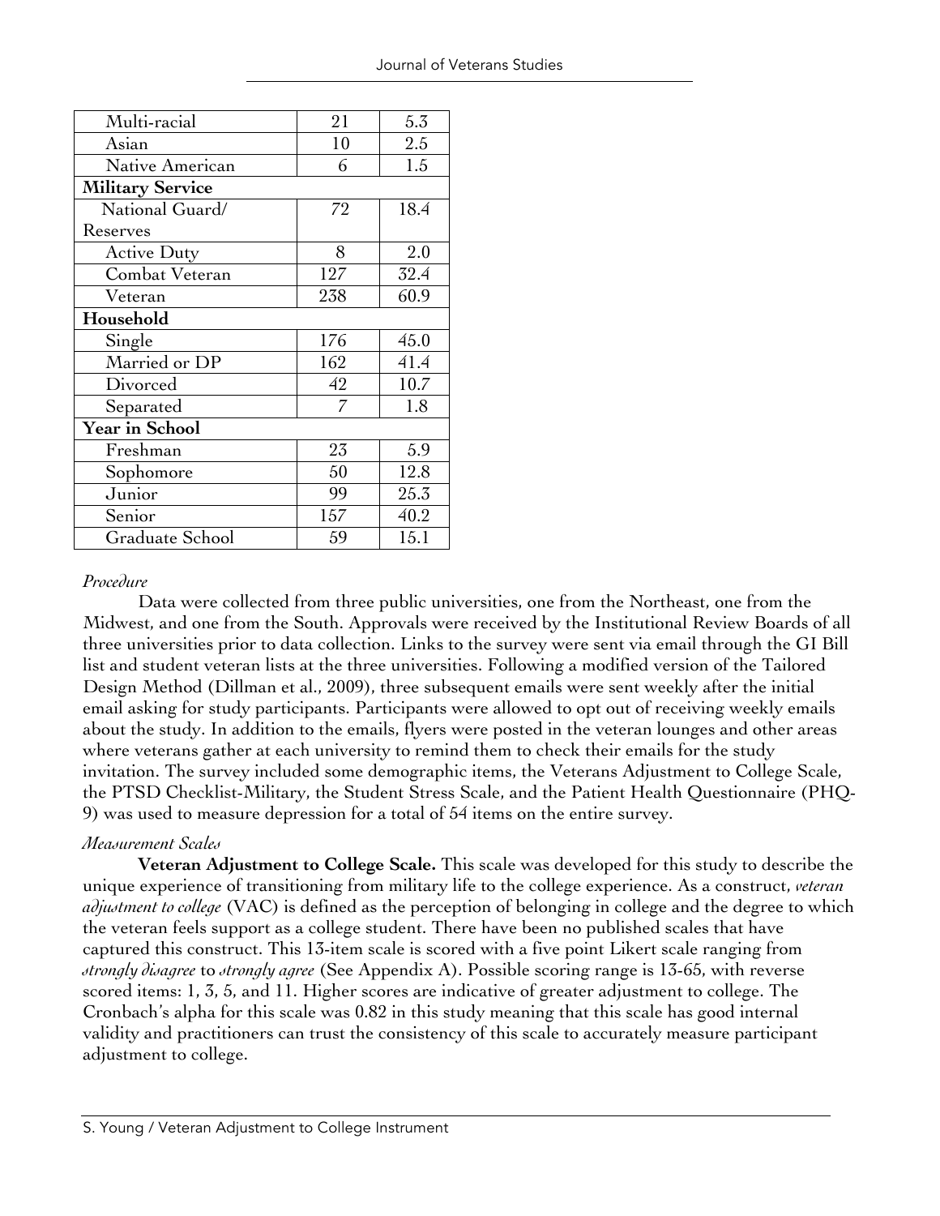| | | |
|---|---|---|
| Multi-racial | 21 | 5.3 |
| Asian | 10 | 2.5 |
| Native American | 6 | 1.5 |
| **Military Service** | | |
| National Guard/ Reserves | 72 | 18.4 |
| Active Duty | 8 | 2.0 |
| Combat Veteran | 127 | 32.4 |
| Veteran | 238 | 60.9 |
| **Household** | | |
| Single | 176 | 45.0 |
| Married or DP | 162 | 41.4 |
| Divorced | 42 | 10.7 |
| Separated | 7 | 1.8 |
| **Year in School** | | |
| Freshman | 23 | 5.9 |
| Sophomore | 50 | 12.8 |
| Junior | 99 | 25.3 |
| Senior | 157 | 40.2 |
| Graduate School | 59 | 15.1 |

*Procedure*

Data were collected from three public universities, one from the Northeast, one from the Midwest, and one from the South. Approvals were received by the Institutional Review Boards of all three universities prior to data collection. Links to the survey were sent via email through the GI Bill list and student veteran lists at the three universities. Following a modified version of the Tailored Design Method (Dillman et al., 2009), three subsequent emails were sent weekly after the initial email asking for study participants. Participants were allowed to opt out of receiving weekly emails about the study. In addition to the emails, flyers were posted in the veteran lounges and other areas where veterans gather at each university to remind them to check their emails for the study invitation. The survey included some demographic items, the Veterans Adjustment to College Scale, the PTSD Checklist-Military, the Student Stress Scale, and the Patient Health Questionnaire (PHQ-9) was used to measure depression for a total of 54 items on the entire survey.

*Measurement Scales*

**Veteran Adjustment to College Scale.** This scale was developed for this study to describe the unique experience of transitioning from military life to the college experience. As a construct, *veteran adjustment to college* (VAC) is defined as the perception of belonging in college and the degree to which the veteran feels support as a college student. There have been no published scales that have captured this construct. This 13-item scale is scored with a five point Likert scale ranging from *strongly disagree* to *strongly agree* (See Appendix A). Possible scoring range is 13-65, with reverse scored items: 1, 3, 5, and 11. Higher scores are indicative of greater adjustment to college. The Cronbach's alpha for this scale was 0.82 in this study meaning that this scale has good internal validity and practitioners can trust the consistency of this scale to accurately measure participant adjustment to college.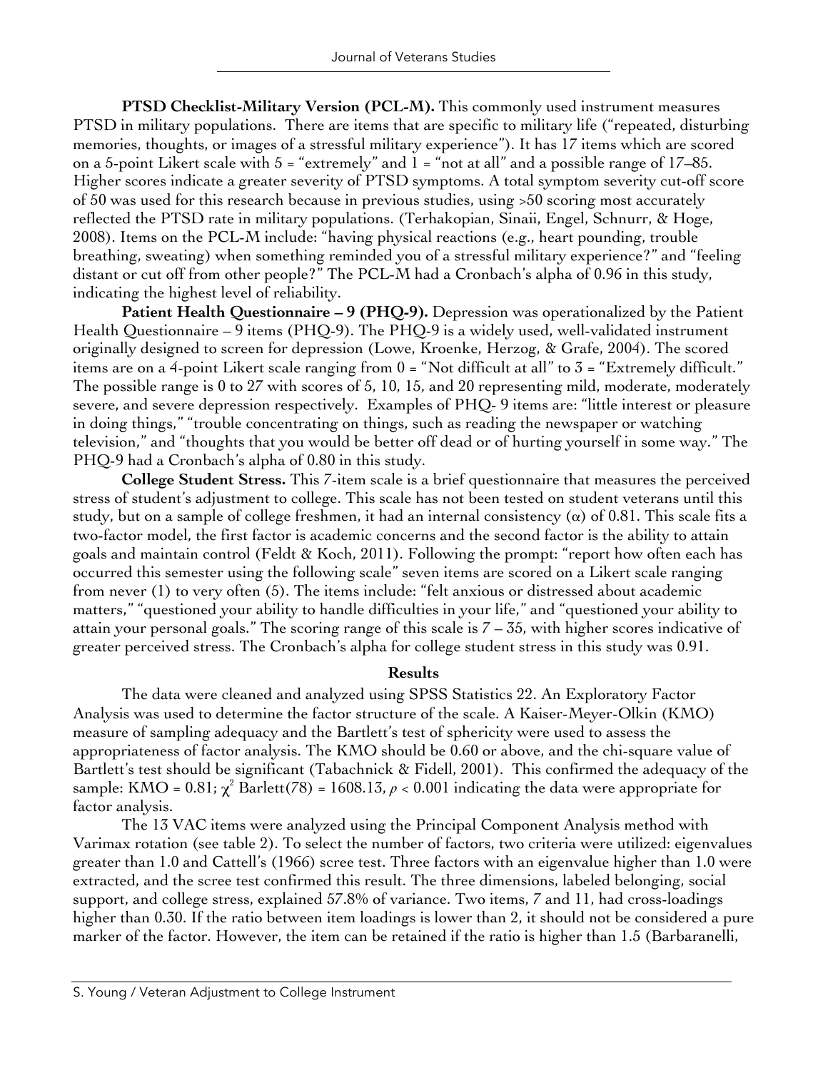**PTSD Checklist-Military Version (PCL-M).** This commonly used instrument measures PTSD in military populations. There are items that are specific to military life ("repeated, disturbing memories, thoughts, or images of a stressful military experience"). It has 17 items which are scored on a 5-point Likert scale with 5 = "extremely" and 1 = "not at all" and a possible range of 17–85. Higher scores indicate a greater severity of PTSD symptoms. A total symptom severity cut-off score of 50 was used for this research because in previous studies, using >50 scoring most accurately reflected the PTSD rate in military populations. (Terhakopian, Sinaii, Engel, Schnurr, & Hoge, 2008). Items on the PCL-M include: "having physical reactions (e.g., heart pounding, trouble breathing, sweating) when something reminded you of a stressful military experience?" and "feeling distant or cut off from other people?" The PCL-M had a Cronbach's alpha of 0.96 in this study, indicating the highest level of reliability.

**Patient Health Questionnaire – 9 (PHQ-9).** Depression was operationalized by the Patient Health Questionnaire – 9 items (PHQ-9). The PHQ-9 is a widely used, well-validated instrument originally designed to screen for depression (Lowe, Kroenke, Herzog, & Grafe, 2004). The scored items are on a 4-point Likert scale ranging from 0 = "Not difficult at all" to 3 = "Extremely difficult." The possible range is 0 to 27 with scores of 5, 10, 15, and 20 representing mild, moderate, moderately severe, and severe depression respectively. Examples of PHQ- 9 items are: "little interest or pleasure in doing things," "trouble concentrating on things, such as reading the newspaper or watching television," and "thoughts that you would be better off dead or of hurting yourself in some way." The PHQ-9 had a Cronbach's alpha of 0.80 in this study.

**College Student Stress.** This 7-item scale is a brief questionnaire that measures the perceived stress of student's adjustment to college. This scale has not been tested on student veterans until this study, but on a sample of college freshmen, it had an internal consistency ($\alpha$) of 0.81. This scale fits a two-factor model, the first factor is academic concerns and the second factor is the ability to attain goals and maintain control (Feldt & Koch, 2011). Following the prompt: "report how often each has occurred this semester using the following scale" seven items are scored on a Likert scale ranging from never (1) to very often (5). The items include: "felt anxious or distressed about academic matters," "questioned your ability to handle difficulties in your life," and "questioned your ability to attain your personal goals." The scoring range of this scale is 7 – 35, with higher scores indicative of greater perceived stress. The Cronbach's alpha for college student stress in this study was 0.91.

## Results

The data were cleaned and analyzed using SPSS Statistics 22. An Exploratory Factor Analysis was used to determine the factor structure of the scale. A Kaiser-Meyer-Olkin (KMO) measure of sampling adequacy and the Bartlett's test of sphericity were used to assess the appropriateness of factor analysis. The KMO should be 0.60 or above, and the chi-square value of Bartlett's test should be significant (Tabachnick & Fidell, 2001). This confirmed the adequacy of the sample: KMO = 0.81; $\chi^2$ Barlett(78) = 1608.13, $p < 0.001$ indicating the data were appropriate for factor analysis.

The 13 VAC items were analyzed using the Principal Component Analysis method with Varimax rotation (see table 2). To select the number of factors, two criteria were utilized: eigenvalues greater than 1.0 and Cattell's (1966) scree test. Three factors with an eigenvalue higher than 1.0 were extracted, and the scree test confirmed this result. The three dimensions, labeled belonging, social support, and college stress, explained 57.8% of variance. Two items, 7 and 11, had cross-loadings higher than 0.30. If the ratio between item loadings is lower than 2, it should not be considered a pure marker of the factor. However, the item can be retained if the ratio is higher than 1.5 (Barbaranelli,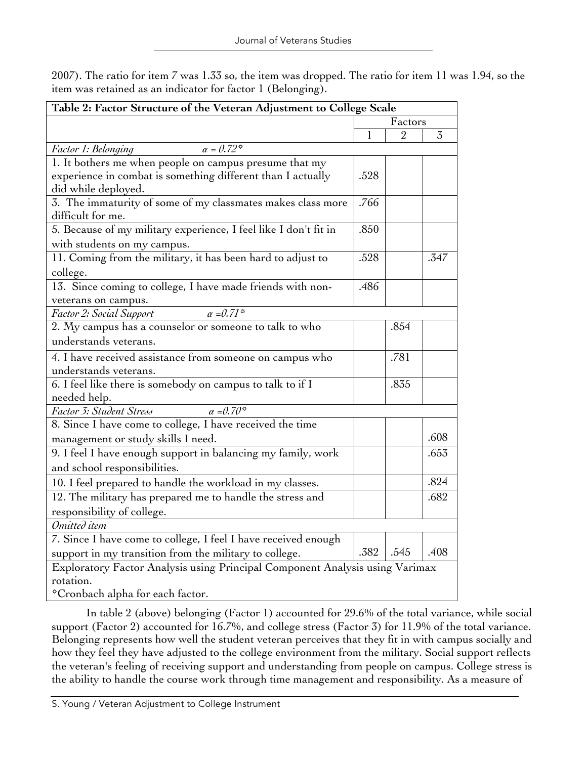2007). The ratio for item 7 was 1.33 so, the item was dropped. The ratio for item 11 was 1.94, so the item was retained as an indicator for factor 1 (Belonging).

**Table 2: Factor Structure of the Veteran Adjustment to College Scale**

| | Factors | | |
|---|---|---|---|
| | 1 | 2 | 3 |
| *Factor 1: Belonging* $\alpha = 0.72$* | | | |
| 1. It bothers me when people on campus presume that my experience in combat is something different than I actually did while deployed. | .528 | | |
| 3. The immaturity of some of my classmates makes class more difficult for me. | .766 | | |
| 5. Because of my military experience, I feel like I don't fit in with students on my campus. | .850 | | |
| 11. Coming from the military, it has been hard to adjust to college. | .528 | | .347 |
| 13. Since coming to college, I have made friends with non-veterans on campus. | .486 | | |
| *Factor 2: Social Support* $\alpha = 0.71$* | | | |
| 2. My campus has a counselor or someone to talk to who understands veterans. | | .854 | |
| 4. I have received assistance from someone on campus who understands veterans. | | .781 | |
| 6. I feel like there is somebody on campus to talk to if I needed help. | | .835 | |
| *Factor 3: Student Stress* $\alpha = 0.70$* | | | |
| 8. Since I have come to college, I have received the time management or study skills I need. | | | .608 |
| 9. I feel I have enough support in balancing my family, work and school responsibilities. | | | .653 |
| 10. I feel prepared to handle the workload in my classes. | | | .824 |
| 12. The military has prepared me to handle the stress and responsibility of college. | | | .682 |
| *Omitted item* | | | |
| 7. Since I have come to college, I feel I have received enough support in my transition from the military to college. | .382 | .545 | .408 |

Exploratory Factor Analysis using Principal Component Analysis using Varimax rotation.
*Cronbach alpha for each factor.

In table 2 (above) belonging (Factor 1) accounted for 29.6% of the total variance, while social support (Factor 2) accounted for 16.7%, and college stress (Factor 3) for 11.9% of the total variance. Belonging represents how well the student veteran perceives that they fit in with campus socially and how they feel they have adjusted to the college environment from the military. Social support reflects the veteran's feeling of receiving support and understanding from people on campus. College stress is the ability to handle the course work through time management and responsibility. As a measure of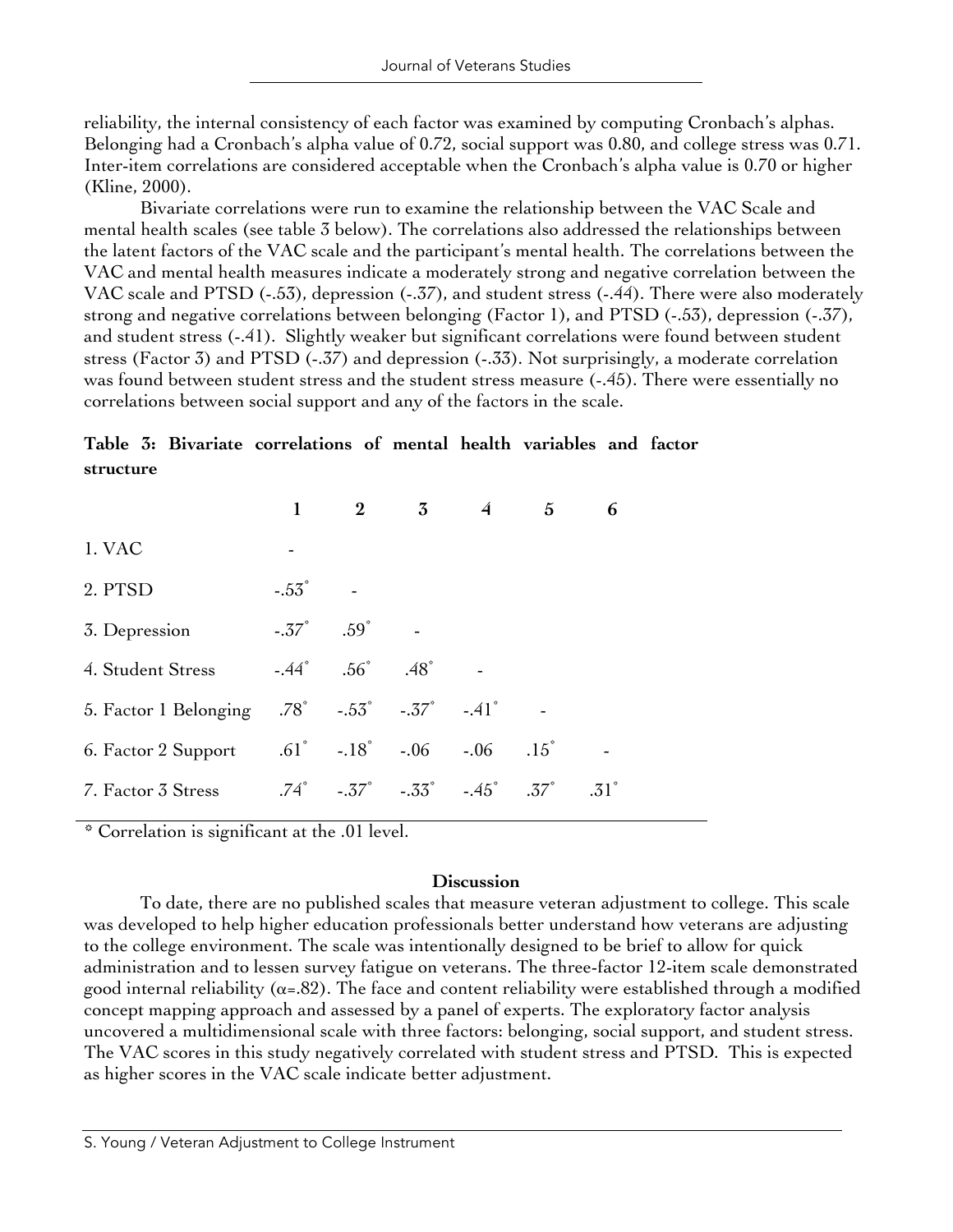reliability, the internal consistency of each factor was examined by computing Cronbach's alphas. Belonging had a Cronbach's alpha value of 0.72, social support was 0.80, and college stress was 0.71. Inter-item correlations are considered acceptable when the Cronbach's alpha value is 0.70 or higher (Kline, 2000).

Bivariate correlations were run to examine the relationship between the VAC Scale and mental health scales (see table 3 below). The correlations also addressed the relationships between the latent factors of the VAC scale and the participant's mental health. The correlations between the VAC and mental health measures indicate a moderately strong and negative correlation between the VAC scale and PTSD (-.53), depression (-.37), and student stress (-.44). There were also moderately strong and negative correlations between belonging (Factor 1), and PTSD (-.53), depression (-.37), and student stress (-.41). Slightly weaker but significant correlations were found between student stress (Factor 3) and PTSD (-.37) and depression (-.33). Not surprisingly, a moderate correlation was found between student stress and the student stress measure (-.45). There were essentially no correlations between social support and any of the factors in the scale.

**Table 3: Bivariate correlations of mental health variables and factor structure**

| | 1 | 2 | 3 | 4 | 5 | 6 |
|---|---|---|---|---|---|---|
| 1. VAC | - | | | | | |
| 2. PTSD | -.53* | - | | | | |
| 3. Depression | -.37* | .59* | - | | | |
| 4. Student Stress | -.44* | .56* | .48* | - | | |
| 5. Factor 1 Belonging | .78* | -.53* | -.37* | -.41* | - | |
| 6. Factor 2 Support | .61* | -.18* | -.06 | -.06 | .15* | - |
| 7. Factor 3 Stress | .74* | -.37* | -.33* | -.45* | .37* | .31* |

\* Correlation is significant at the .01 level.

## Discussion

To date, there are no published scales that measure veteran adjustment to college. This scale was developed to help higher education professionals better understand how veterans are adjusting to the college environment. The scale was intentionally designed to be brief to allow for quick administration and to lessen survey fatigue on veterans. The three-factor 12-item scale demonstrated good internal reliability ($\alpha$=.82). The face and content reliability were established through a modified concept mapping approach and assessed by a panel of experts. The exploratory factor analysis uncovered a multidimensional scale with three factors: belonging, social support, and student stress. The VAC scores in this study negatively correlated with student stress and PTSD. This is expected as higher scores in the VAC scale indicate better adjustment.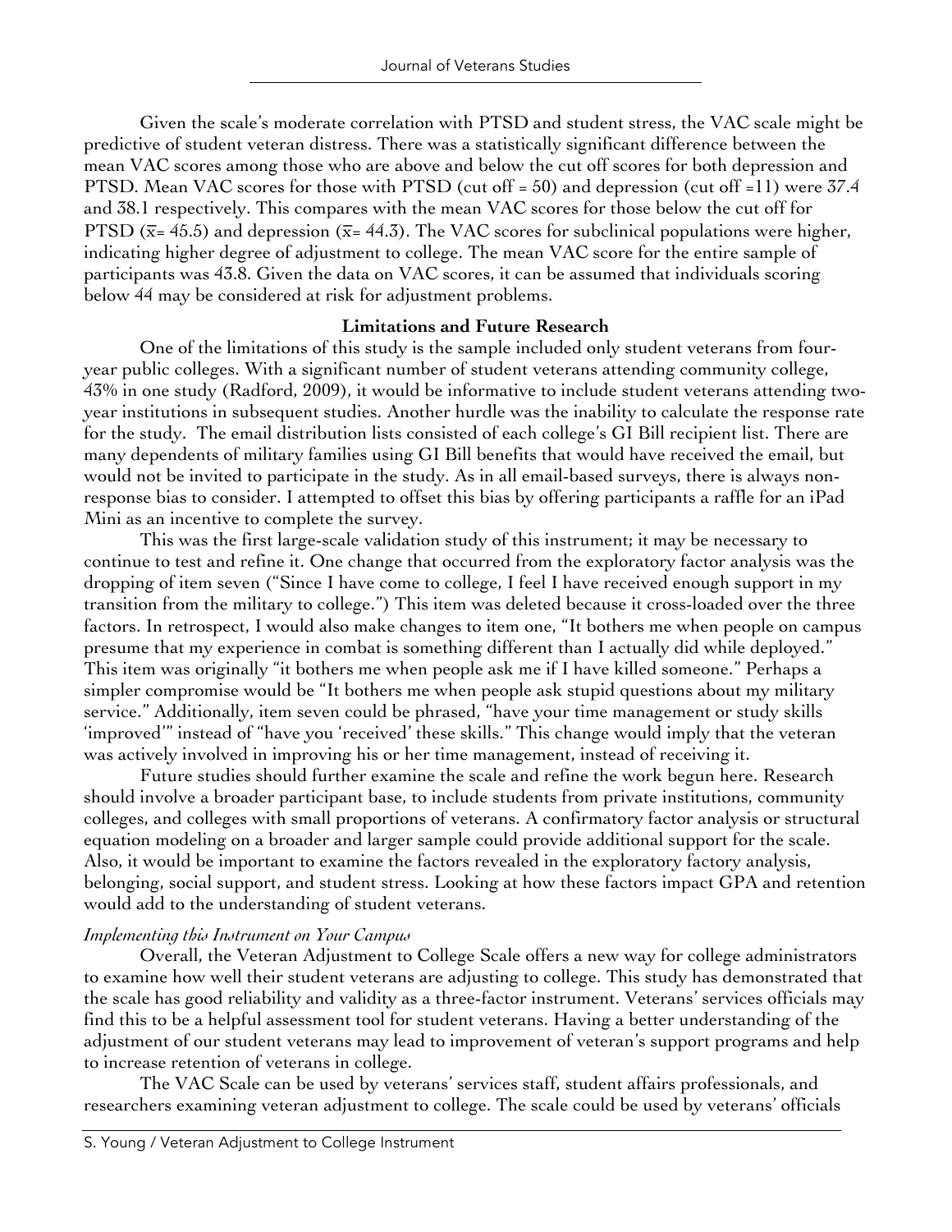Given the scale's moderate correlation with PTSD and student stress, the VAC scale might be predictive of student veteran distress. There was a statistically significant difference between the mean VAC scores among those who are above and below the cut off scores for both depression and PTSD. Mean VAC scores for those with PTSD (cut off = 50) and depression (cut off =11) were 37.4 and 38.1 respectively. This compares with the mean VAC scores for those below the cut off for PTSD ($\bar{x}$= 45.5) and depression ($\bar{x}$= 44.3). The VAC scores for subclinical populations were higher, indicating higher degree of adjustment to college. The mean VAC score for the entire sample of participants was 43.8. Given the data on VAC scores, it can be assumed that individuals scoring below 44 may be considered at risk for adjustment problems.

## Limitations and Future Research

One of the limitations of this study is the sample included only student veterans from four-year public colleges. With a significant number of student veterans attending community college, 43% in one study (Radford, 2009), it would be informative to include student veterans attending two-year institutions in subsequent studies. Another hurdle was the inability to calculate the response rate for the study. The email distribution lists consisted of each college's GI Bill recipient list. There are many dependents of military families using GI Bill benefits that would have received the email, but would not be invited to participate in the study. As in all email-based surveys, there is always non-response bias to consider. I attempted to offset this bias by offering participants a raffle for an iPad Mini as an incentive to complete the survey.

This was the first large-scale validation study of this instrument; it may be necessary to continue to test and refine it. One change that occurred from the exploratory factor analysis was the dropping of item seven ("Since I have come to college, I feel I have received enough support in my transition from the military to college.") This item was deleted because it cross-loaded over the three factors. In retrospect, I would also make changes to item one, "It bothers me when people on campus presume that my experience in combat is something different than I actually did while deployed." This item was originally "it bothers me when people ask me if I have killed someone." Perhaps a simpler compromise would be "It bothers me when people ask stupid questions about my military service." Additionally, item seven could be phrased, "have your time management or study skills 'improved'" instead of "have you 'received' these skills." This change would imply that the veteran was actively involved in improving his or her time management, instead of receiving it.

Future studies should further examine the scale and refine the work begun here. Research should involve a broader participant base, to include students from private institutions, community colleges, and colleges with small proportions of veterans. A confirmatory factor analysis or structural equation modeling on a broader and larger sample could provide additional support for the scale. Also, it would be important to examine the factors revealed in the exploratory factory analysis, belonging, social support, and student stress. Looking at how these factors impact GPA and retention would add to the understanding of student veterans.

### *Implementing this Instrument on Your Campus*

Overall, the Veteran Adjustment to College Scale offers a new way for college administrators to examine how well their student veterans are adjusting to college. This study has demonstrated that the scale has good reliability and validity as a three-factor instrument. Veterans' services officials may find this to be a helpful assessment tool for student veterans. Having a better understanding of the adjustment of our student veterans may lead to improvement of veteran's support programs and help to increase retention of veterans in college.

The VAC Scale can be used by veterans' services staff, student affairs professionals, and researchers examining veteran adjustment to college. The scale could be used by veterans' officials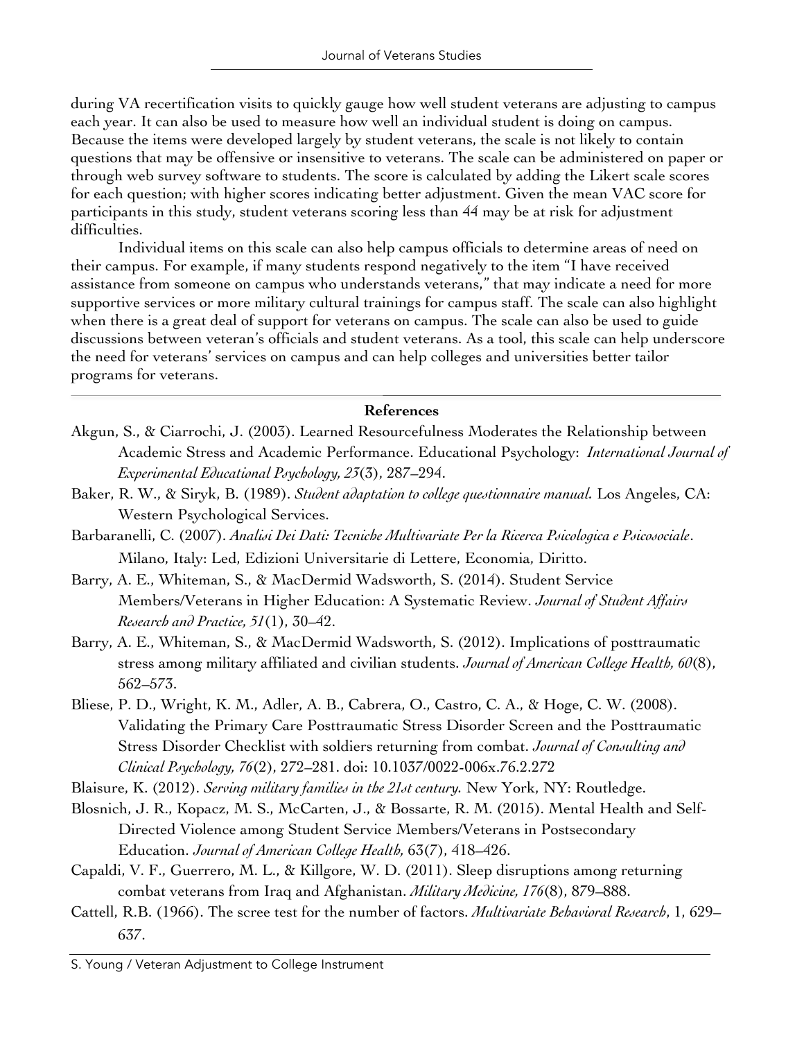during VA recertification visits to quickly gauge how well student veterans are adjusting to campus each year. It can also be used to measure how well an individual student is doing on campus. Because the items were developed largely by student veterans, the scale is not likely to contain questions that may be offensive or insensitive to veterans. The scale can be administered on paper or through web survey software to students. The score is calculated by adding the Likert scale scores for each question; with higher scores indicating better adjustment. Given the mean VAC score for participants in this study, student veterans scoring less than 44 may be at risk for adjustment difficulties.

Individual items on this scale can also help campus officials to determine areas of need on their campus. For example, if many students respond negatively to the item "I have received assistance from someone on campus who understands veterans," that may indicate a need for more supportive services or more military cultural trainings for campus staff. The scale can also highlight when there is a great deal of support for veterans on campus. The scale can also be used to guide discussions between veteran's officials and student veterans. As a tool, this scale can help underscore the need for veterans' services on campus and can help colleges and universities better tailor programs for veterans.

## References

Akgun, S., & Ciarrochi, J. (2003). Learned Resourcefulness Moderates the Relationship between Academic Stress and Academic Performance. Educational Psychology: *International Journal of Experimental Educational Psychology, 23*(3), 287–294.

Baker, R. W., & Siryk, B. (1989). *Student adaptation to college questionnaire manual.* Los Angeles, CA: Western Psychological Services.

Barbaranelli, C. (2007). *Analisi Dei Dati: Tecniche Multivariate Per la Ricerca Psicologica e Psicosociale*. Milano, Italy: Led, Edizioni Universitarie di Lettere, Economia, Diritto.

Barry, A. E., Whiteman, S., & MacDermid Wadsworth, S. (2014). Student Service Members/Veterans in Higher Education: A Systematic Review. *Journal of Student Affairs Research and Practice, 51*(1), 30–42.

Barry, A. E., Whiteman, S., & MacDermid Wadsworth, S. (2012). Implications of posttraumatic stress among military affiliated and civilian students. *Journal of American College Health, 60*(8), 562–573.

Bliese, P. D., Wright, K. M., Adler, A. B., Cabrera, O., Castro, C. A., & Hoge, C. W. (2008). Validating the Primary Care Posttraumatic Stress Disorder Screen and the Posttraumatic Stress Disorder Checklist with soldiers returning from combat. *Journal of Consulting and Clinical Psychology, 76*(2), 272–281. doi: 10.1037/0022-006x.76.2.272

Blaisure, K. (2012). *Serving military families in the 21st century.* New York, NY: Routledge.

Blosnich, J. R., Kopacz, M. S., McCarten, J., & Bossarte, R. M. (2015). Mental Health and Self-Directed Violence among Student Service Members/Veterans in Postsecondary Education. *Journal of American College Health,* 63(7), 418–426.

Capaldi, V. F., Guerrero, M. L., & Killgore, W. D. (2011). Sleep disruptions among returning combat veterans from Iraq and Afghanistan. *Military Medicine, 176*(8), 879–888.

Cattell, R.B. (1966). The scree test for the number of factors. *Multivariate Behavioral Research*, 1, 629–637.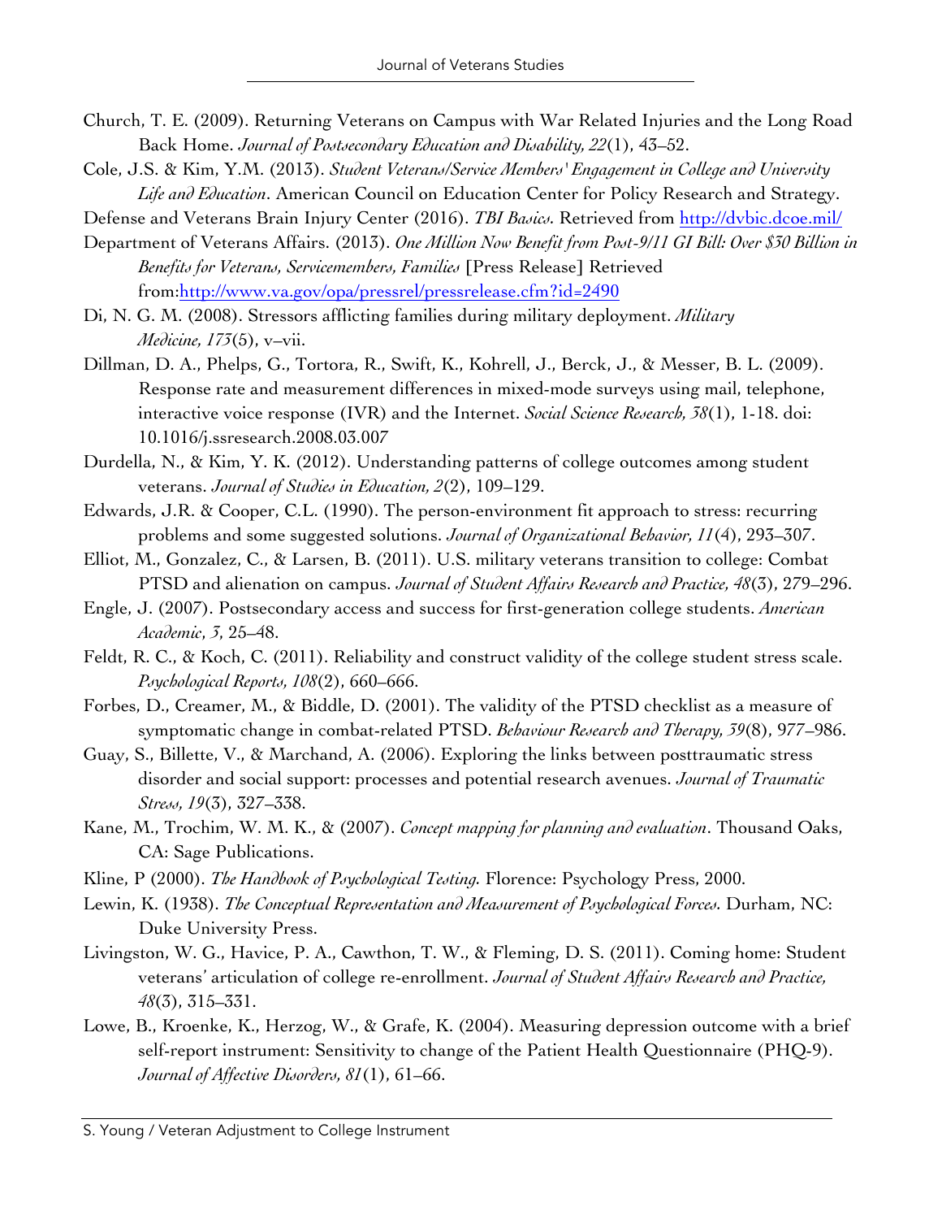Church, T. E. (2009). Returning Veterans on Campus with War Related Injuries and the Long Road Back Home. *Journal of Postsecondary Education and Disability, 22*(1), 43–52.

Cole, J.S. & Kim, Y.M. (2013). *Student Veterans/Service Members' Engagement in College and University Life and Education*. American Council on Education Center for Policy Research and Strategy.

Defense and Veterans Brain Injury Center (2016). *TBI Basics.* Retrieved from http://dvbic.dcoe.mil/

Department of Veterans Affairs. (2013). *One Million Now Benefit from Post-9/11 GI Bill: Over $30 Billion in Benefits for Veterans, Servicemembers, Families* [Press Release] Retrieved from:http://www.va.gov/opa/pressrel/pressrelease.cfm?id=2490

Di, N. G. M. (2008). Stressors afflicting families during military deployment. *Military Medicine, 173*(5), v–vii.

Dillman, D. A., Phelps, G., Tortora, R., Swift, K., Kohrell, J., Berck, J., & Messer, B. L. (2009). Response rate and measurement differences in mixed-mode surveys using mail, telephone, interactive voice response (IVR) and the Internet. *Social Science Research, 38*(1), 1-18. doi: 10.1016/j.ssresearch.2008.03.007

Durdella, N., & Kim, Y. K. (2012). Understanding patterns of college outcomes among student veterans. *Journal of Studies in Education, 2*(2), 109–129.

Edwards, J.R. & Cooper, C.L. (1990). The person-environment fit approach to stress: recurring problems and some suggested solutions. *Journal of Organizational Behavior, 11*(4), 293–307.

Elliot, M., Gonzalez, C., & Larsen, B. (2011). U.S. military veterans transition to college: Combat PTSD and alienation on campus. *Journal of Student Affairs Research and Practice, 48*(3), 279–296.

Engle, J. (2007). Postsecondary access and success for first-generation college students. *American Academic*, *3*, 25–48.

Feldt, R. C., & Koch, C. (2011). Reliability and construct validity of the college student stress scale. *Psychological Reports, 108*(2), 660–666.

Forbes, D., Creamer, M., & Biddle, D. (2001). The validity of the PTSD checklist as a measure of symptomatic change in combat-related PTSD. *Behaviour Research and Therapy, 39*(8), 977–986.

Guay, S., Billette, V., & Marchand, A. (2006). Exploring the links between posttraumatic stress disorder and social support: processes and potential research avenues. *Journal of Traumatic Stress, 19*(3), 327–338.

Kane, M., Trochim, W. M. K., & (2007). *Concept mapping for planning and evaluation*. Thousand Oaks, CA: Sage Publications.

Kline, P (2000). *The Handbook of Psychological Testing.* Florence: Psychology Press, 2000.

Lewin, K. (1938). *The Conceptual Representation and Measurement of Psychological Forces.* Durham, NC: Duke University Press.

Livingston, W. G., Havice, P. A., Cawthon, T. W., & Fleming, D. S. (2011). Coming home: Student veterans' articulation of college re-enrollment. *Journal of Student Affairs Research and Practice, 48*(3), 315–331.

Lowe, B., Kroenke, K., Herzog, W., & Grafe, K. (2004). Measuring depression outcome with a brief self-report instrument: Sensitivity to change of the Patient Health Questionnaire (PHQ-9). *Journal of Affective Disorders, 81*(1), 61–66.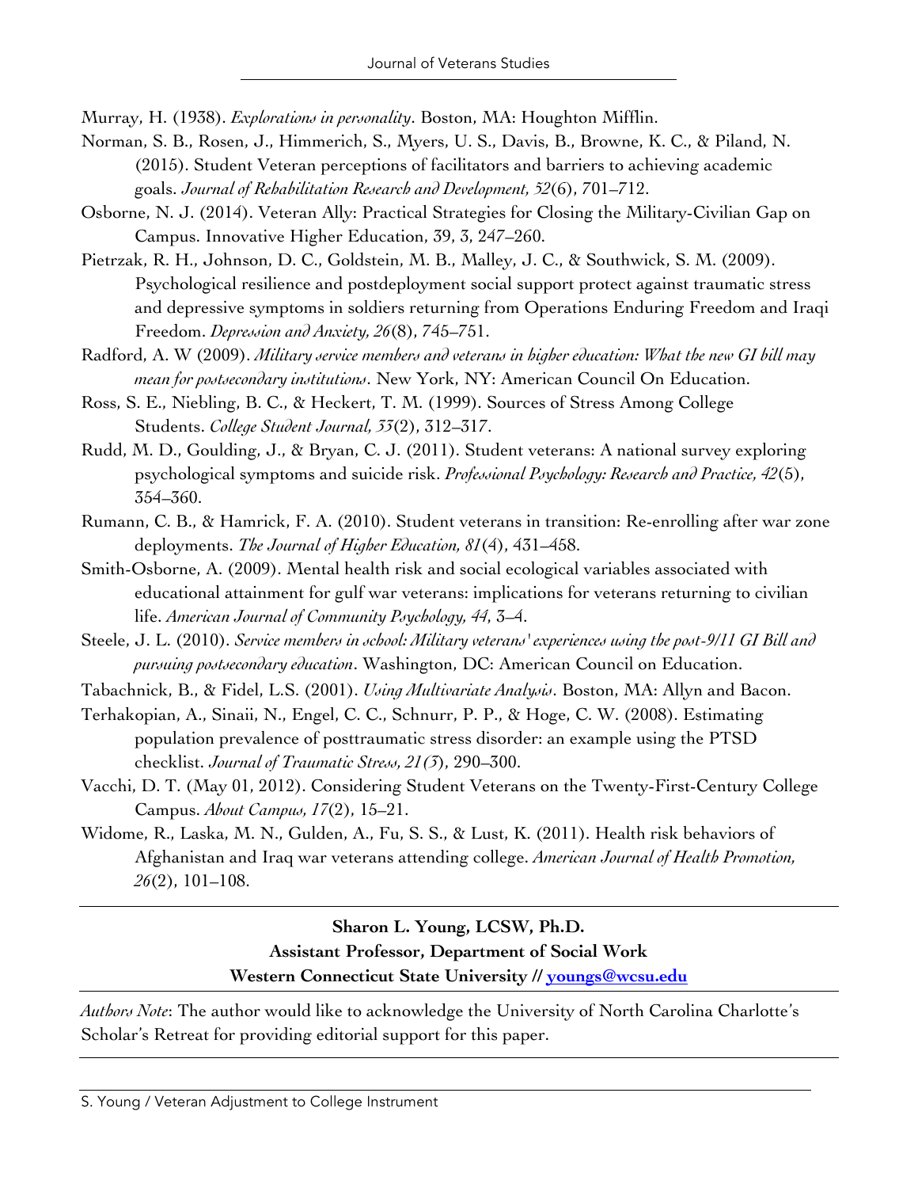Murray, H. (1938). *Explorations in personality*. Boston, MA: Houghton Mifflin.

Norman, S. B., Rosen, J., Himmerich, S., Myers, U. S., Davis, B., Browne, K. C., & Piland, N. (2015). Student Veteran perceptions of facilitators and barriers to achieving academic goals. *Journal of Rehabilitation Research and Development, 52*(6), 701–712.

Osborne, N. J. (2014). Veteran Ally: Practical Strategies for Closing the Military-Civilian Gap on Campus. Innovative Higher Education, 39, 3, 247–260.

Pietrzak, R. H., Johnson, D. C., Goldstein, M. B., Malley, J. C., & Southwick, S. M. (2009). Psychological resilience and postdeployment social support protect against traumatic stress and depressive symptoms in soldiers returning from Operations Enduring Freedom and Iraqi Freedom. *Depression and Anxiety, 26*(8), 745–751.

Radford, A. W (2009). *Military service members and veterans in higher education: What the new GI bill may mean for postsecondary institutions*. New York, NY: American Council On Education.

Ross, S. E., Niebling, B. C., & Heckert, T. M. (1999). Sources of Stress Among College Students. *College Student Journal, 33*(2), 312–317.

Rudd, M. D., Goulding, J., & Bryan, C. J. (2011). Student veterans: A national survey exploring psychological symptoms and suicide risk. *Professional Psychology: Research and Practice, 42*(5), 354–360.

Rumann, C. B., & Hamrick, F. A. (2010). Student veterans in transition: Re-enrolling after war zone deployments. *The Journal of Higher Education, 81*(4), 431–458.

Smith-Osborne, A. (2009). Mental health risk and social ecological variables associated with educational attainment for gulf war veterans: implications for veterans returning to civilian life. *American Journal of Community Psychology, 44*, 3–4.

Steele, J. L. (2010). *Service members in school: Military veterans' experiences using the post-9/11 GI Bill and pursuing postsecondary education*. Washington, DC: American Council on Education.

Tabachnick, B., & Fidel, L.S. (2001). *Using Multivariate Analysis*. Boston, MA: Allyn and Bacon.

Terhakopian, A., Sinaii, N., Engel, C. C., Schnurr, P. P., & Hoge, C. W. (2008). Estimating population prevalence of posttraumatic stress disorder: an example using the PTSD checklist. *Journal of Traumatic Stress, 21(3*), 290–300.

Vacchi, D. T. (May 01, 2012). Considering Student Veterans on the Twenty-First-Century College Campus. *About Campus, 17*(2), 15–21.

Widome, R., Laska, M. N., Gulden, A., Fu, S. S., & Lust, K. (2011). Health risk behaviors of Afghanistan and Iraq war veterans attending college. *American Journal of Health Promotion, 26*(2), 101–108.

---

**Sharon L. Young, LCSW, Ph.D.**
**Assistant Professor, Department of Social Work**
**Western Connecticut State University // youngs@wcsu.edu**

---

*Authors Note*: The author would like to acknowledge the University of North Carolina Charlotte's Scholar's Retreat for providing editorial support for this paper.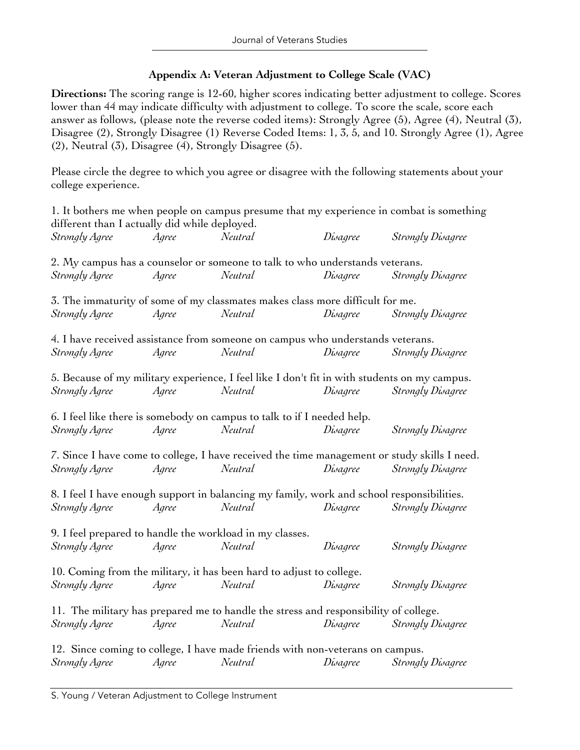## Appendix A: Veteran Adjustment to College Scale (VAC)

**Directions:** The scoring range is 12-60, higher scores indicating better adjustment to college. Scores lower than 44 may indicate difficulty with adjustment to college. To score the scale, score each answer as follows, (please note the reverse coded items): Strongly Agree (5), Agree (4), Neutral (3), Disagree (2), Strongly Disagree (1) Reverse Coded Items: 1, 3, 5, and 10. Strongly Agree (1), Agree (2), Neutral (3), Disagree (4), Strongly Disagree (5).

Please circle the degree to which you agree or disagree with the following statements about your college experience.

1. It bothers me when people on campus presume that my experience in combat is something different than I actually did while deployed.
*Strongly Agree    Agree    Neutral    Disagree    Strongly Disagree*

2. My campus has a counselor or someone to talk to who understands veterans.
*Strongly Agree    Agree    Neutral    Disagree    Strongly Disagree*

3. The immaturity of some of my classmates makes class more difficult for me.
*Strongly Agree    Agree    Neutral    Disagree    Strongly Disagree*

4. I have received assistance from someone on campus who understands veterans.
*Strongly Agree    Agree    Neutral    Disagree    Strongly Disagree*

5. Because of my military experience, I feel like I don't fit in with students on my campus.
*Strongly Agree    Agree    Neutral    Disagree    Strongly Disagree*

6. I feel like there is somebody on campus to talk to if I needed help.
*Strongly Agree    Agree    Neutral    Disagree    Strongly Disagree*

7. Since I have come to college, I have received the time management or study skills I need.
*Strongly Agree    Agree    Neutral    Disagree    Strongly Disagree*

8. I feel I have enough support in balancing my family, work and school responsibilities.
*Strongly Agree    Agree    Neutral    Disagree    Strongly Disagree*

9. I feel prepared to handle the workload in my classes.
*Strongly Agree    Agree    Neutral    Disagree    Strongly Disagree*

10. Coming from the military, it has been hard to adjust to college.
*Strongly Agree    Agree    Neutral    Disagree    Strongly Disagree*

11. The military has prepared me to handle the stress and responsibility of college.
*Strongly Agree    Agree    Neutral    Disagree    Strongly Disagree*

12. Since coming to college, I have made friends with non-veterans on campus.
*Strongly Agree    Agree    Neutral    Disagree    Strongly Disagree*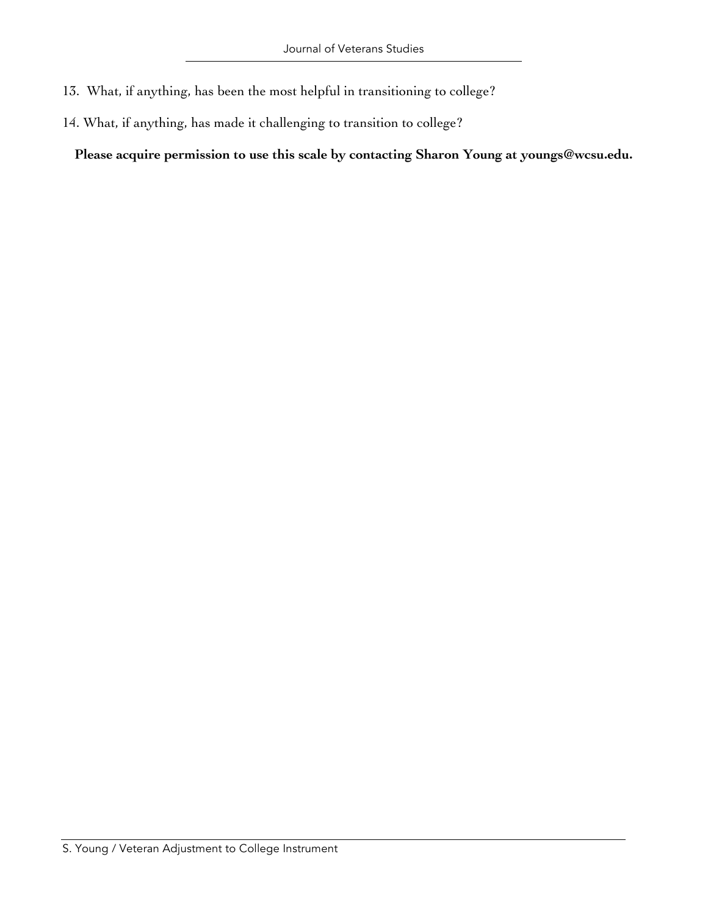13. What, if anything, has been the most helpful in transitioning to college?

14. What, if anything, has made it challenging to transition to college?

**Please acquire permission to use this scale by contacting Sharon Young at youngs@wcsu.edu.**